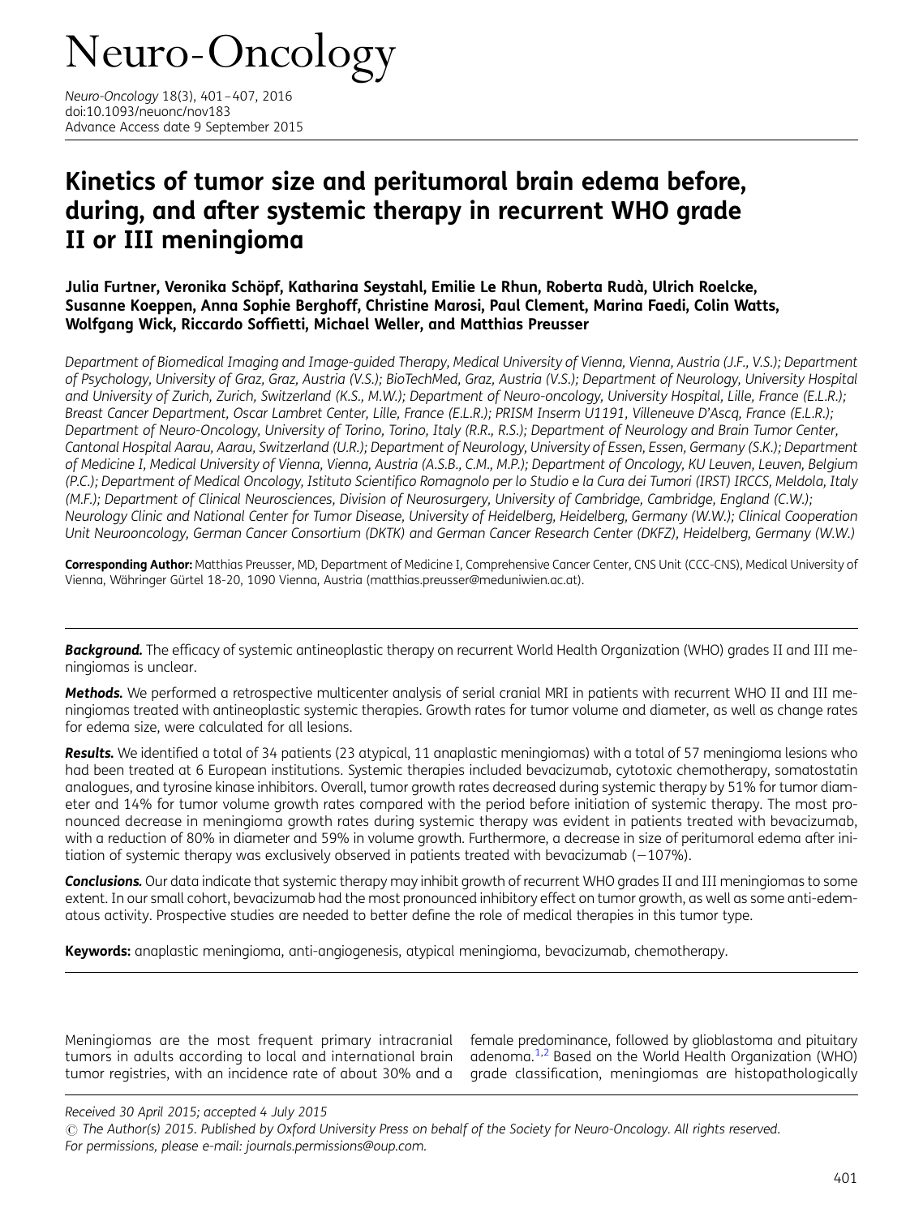# Kinetics of tumor size and peritumoral brain edema before, during, and after systemic therapy in recurrent WHO grade II or III meningioma

**Julia Furtner, Veronika Schöpf, Katharina Seystahl, Emilie Le Rhun, Roberta Rudà, Ulrich Roelcke, Susanne Koeppen, Anna Sophie Berghoff, Christine Marosi, Paul Clement, Marina Faedi, Colin Watts, Wolfgang Wick, Riccardo Soffietti, Michael Weller, and Matthias Preusser**

*Department of Biomedical Imaging and Image-guided Therapy, Medical University of Vienna, Vienna, Austria (J.F., V.S.); Department of Psychology, University of Graz, Graz, Austria (V.S.); BioTechMed, Graz, Austria (V.S.); Department of Neurology, University Hospital and University of Zurich, Zurich, Switzerland (K.S., M.W.); Department of Neuro-oncology, University Hospital, Lille, France (E.L.R.); Breast Cancer Department, Oscar Lambret Center, Lille, France (E.L.R.); PRISM Inserm U1191, Villeneuve D'Ascq, France (E.L.R.); Department of Neuro-Oncology, University of Torino, Torino, Italy (R.R., R.S.); Department of Neurology and Brain Tumor Center, Cantonal Hospital Aarau, Aarau, Switzerland (U.R.); Department of Neurology, University of Essen, Essen, Germany (S.K.); Department of Medicine I, Medical University of Vienna, Vienna, Austria (A.S.B., C.M., M.P.); Department of Oncology, KU Leuven, Leuven, Belgium (P.C.); Department of Medical Oncology, Istituto Scientifico Romagnolo per lo Studio e la Cura dei Tumori (IRST) IRCCS, Meldola, Italy (M.F.); Department of Clinical Neurosciences, Division of Neurosurgery, University of Cambridge, Cambridge, England (C.W.); Neurology Clinic and National Center for Tumor Disease, University of Heidelberg, Heidelberg, Germany (W.W.); Clinical Cooperation Unit Neurooncology, German Cancer Consortium (DKTK) and German Cancer Research Center (DKFZ), Heidelberg, Germany (W.W.)*

**Corresponding Author:** Matthias Preusser, MD, Department of Medicine I, Comprehensive Cancer Center, CNS Unit (CCC-CNS), Medical University of Vienna, Währinger Gürtel 18-20, 1090 Vienna, Austria (matthias.preusser@meduniwien.ac.at).

***Background.*** The efficacy of systemic antineoplastic therapy on recurrent World Health Organization (WHO) grades II and III meningiomas is unclear.

***Methods.*** We performed a retrospective multicenter analysis of serial cranial MRI in patients with recurrent WHO II and III meningiomas treated with antineoplastic systemic therapies. Growth rates for tumor volume and diameter, as well as change rates for edema size, were calculated for all lesions.

***Results.*** We identified a total of 34 patients (23 atypical, 11 anaplastic meningiomas) with a total of 57 meningioma lesions who had been treated at 6 European institutions. Systemic therapies included bevacizumab, cytotoxic chemotherapy, somatostatin analogues, and tyrosine kinase inhibitors. Overall, tumor growth rates decreased during systemic therapy by 51% for tumor diameter and 14% for tumor volume growth rates compared with the period before initiation of systemic therapy. The most pronounced decrease in meningioma growth rates during systemic therapy was evident in patients treated with bevacizumab, with a reduction of 80% in diameter and 59% in volume growth. Furthermore, a decrease in size of peritumoral edema after initiation of systemic therapy was exclusively observed in patients treated with bevacizumab (−107%).

***Conclusions.*** Our data indicate that systemic therapy may inhibit growth of recurrent WHO grades II and III meningiomas to some extent. In our small cohort, bevacizumab had the most pronounced inhibitory effect on tumor growth, as well as some anti-edematous activity. Prospective studies are needed to better define the role of medical therapies in this tumor type.

**Keywords:** anaplastic meningioma, anti-angiogenesis, atypical meningioma, bevacizumab, chemotherapy.

Meningiomas are the most frequent primary intracranial tumors in adults according to local and international brain tumor registries, with an incidence rate of about 30% and a female predominance, followed by glioblastoma and pituitary adenoma.[1,2] Based on the World Health Organization (WHO) grade classification, meningiomas are histopathologically

*Received 30 April 2015; accepted 4 July 2015*

© *The Author(s) 2015. Published by Oxford University Press on behalf of the Society for Neuro-Oncology. All rights reserved. For permissions, please e-mail: journals.permissions@oup.com.*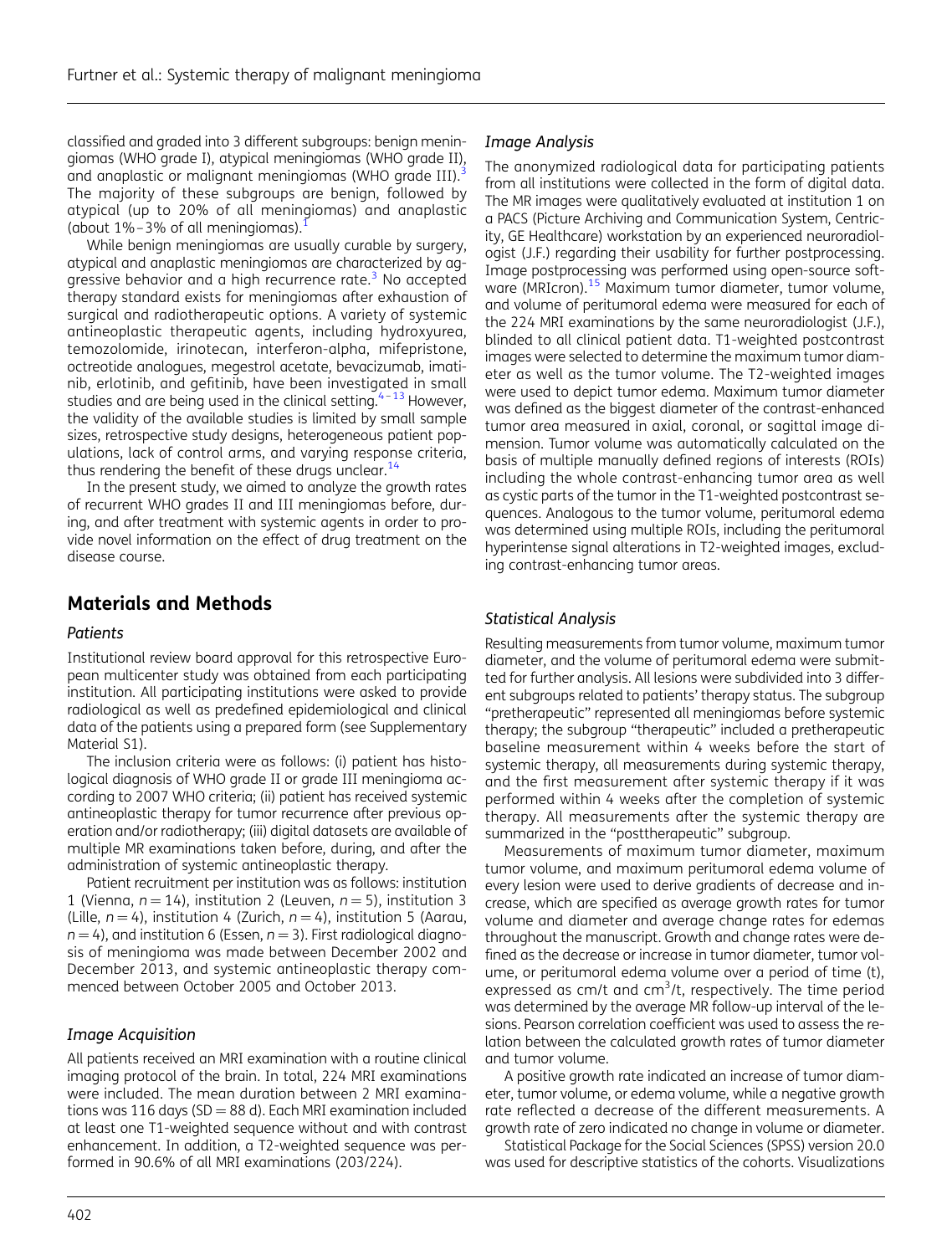classified and graded into 3 different subgroups: benign meningiomas (WHO grade I), atypical meningiomas (WHO grade II), and anaplastic or malignant meningiomas (WHO grade III).[3] The majority of these subgroups are benign, followed by atypical (up to 20% of all meningiomas) and anaplastic (about 1%–3% of all meningiomas).[1]

While benign meningiomas are usually curable by surgery, atypical and anaplastic meningiomas are characterized by aggressive behavior and a high recurrence rate.[3] No accepted therapy standard exists for meningiomas after exhaustion of surgical and radiotherapeutic options. A variety of systemic antineoplastic therapeutic agents, including hydroxyurea, temozolomide, irinotecan, interferon-alpha, mifepristone, octreotide analogues, megestrol acetate, bevacizumab, imatinib, erlotinib, and gefitinib, have been investigated in small studies and are being used in the clinical setting.[4–13] However, the validity of the available studies is limited by small sample sizes, retrospective study designs, heterogeneous patient populations, lack of control arms, and varying response criteria, thus rendering the benefit of these drugs unclear.[14]

In the present study, we aimed to analyze the growth rates of recurrent WHO grades II and III meningiomas before, during, and after treatment with systemic agents in order to provide novel information on the effect of drug treatment on the disease course.

## Materials and Methods

### Patients

Institutional review board approval for this retrospective European multicenter study was obtained from each participating institution. All participating institutions were asked to provide radiological as well as predefined epidemiological and clinical data of the patients using a prepared form (see Supplementary Material S1).

The inclusion criteria were as follows: (i) patient has histological diagnosis of WHO grade II or grade III meningioma according to 2007 WHO criteria; (ii) patient has received systemic antineoplastic therapy for tumor recurrence after previous operation and/or radiotherapy; (iii) digital datasets are available of multiple MR examinations taken before, during, and after the administration of systemic antineoplastic therapy.

Patient recruitment per institution was as follows: institution 1 (Vienna, $n = 14$), institution 2 (Leuven, $n = 5$), institution 3 (Lille, $n = 4$), institution 4 (Zurich, $n = 4$), institution 5 (Aarau, $n = 4$), and institution 6 (Essen, $n = 3$). First radiological diagnosis of meningioma was made between December 2002 and December 2013, and systemic antineoplastic therapy commenced between October 2005 and October 2013.

### Image Acquisition

All patients received an MRI examination with a routine clinical imaging protocol of the brain. In total, 224 MRI examinations were included. The mean duration between 2 MRI examinations was 116 days (SD = 88 d). Each MRI examination included at least one T1-weighted sequence without and with contrast enhancement. In addition, a T2-weighted sequence was performed in 90.6% of all MRI examinations (203/224).

### Image Analysis

The anonymized radiological data for participating patients from all institutions were collected in the form of digital data. The MR images were qualitatively evaluated at institution 1 on a PACS (Picture Archiving and Communication System, Centricity, GE Healthcare) workstation by an experienced neuroradiologist (J.F.) regarding their usability for further postprocessing. Image postprocessing was performed using open-source software (MRIcron).[15] Maximum tumor diameter, tumor volume, and volume of peritumoral edema were measured for each of the 224 MRI examinations by the same neuroradiologist (J.F.), blinded to all clinical patient data. T1-weighted postcontrast images were selected to determine the maximum tumor diameter as well as the tumor volume. The T2-weighted images were used to depict tumor edema. Maximum tumor diameter was defined as the biggest diameter of the contrast-enhanced tumor area measured in axial, coronal, or sagittal image dimension. Tumor volume was automatically calculated on the basis of multiple manually defined regions of interests (ROIs) including the whole contrast-enhancing tumor area as well as cystic parts of the tumor in the T1-weighted postcontrast sequences. Analogous to the tumor volume, peritumoral edema was determined using multiple ROIs, including the peritumoral hyperintense signal alterations in T2-weighted images, excluding contrast-enhancing tumor areas.

### Statistical Analysis

Resulting measurements from tumor volume, maximum tumor diameter, and the volume of peritumoral edema were submitted for further analysis. All lesions were subdivided into 3 different subgroups related to patients' therapy status. The subgroup "pretherapeutic" represented all meningiomas before systemic therapy; the subgroup "therapeutic" included a pretherapeutic baseline measurement within 4 weeks before the start of systemic therapy, all measurements during systemic therapy, and the first measurement after systemic therapy if it was performed within 4 weeks after the completion of systemic therapy. All measurements after the systemic therapy are summarized in the "posttherapeutic" subgroup.

Measurements of maximum tumor diameter, maximum tumor volume, and maximum peritumoral edema volume of every lesion were used to derive gradients of decrease and increase, which are specified as average growth rates for tumor volume and diameter and average change rates for edemas throughout the manuscript. Growth and change rates were defined as the decrease or increase in tumor diameter, tumor volume, or peritumoral edema volume over a period of time (t), expressed as cm/t and $cm^3/t$, respectively. The time period was determined by the average MR follow-up interval of the lesions. Pearson correlation coefficient was used to assess the relation between the calculated growth rates of tumor diameter and tumor volume.

A positive growth rate indicated an increase of tumor diameter, tumor volume, or edema volume, while a negative growth rate reflected a decrease of the different measurements. A growth rate of zero indicated no change in volume or diameter.

Statistical Package for the Social Sciences (SPSS) version 20.0 was used for descriptive statistics of the cohorts. Visualizations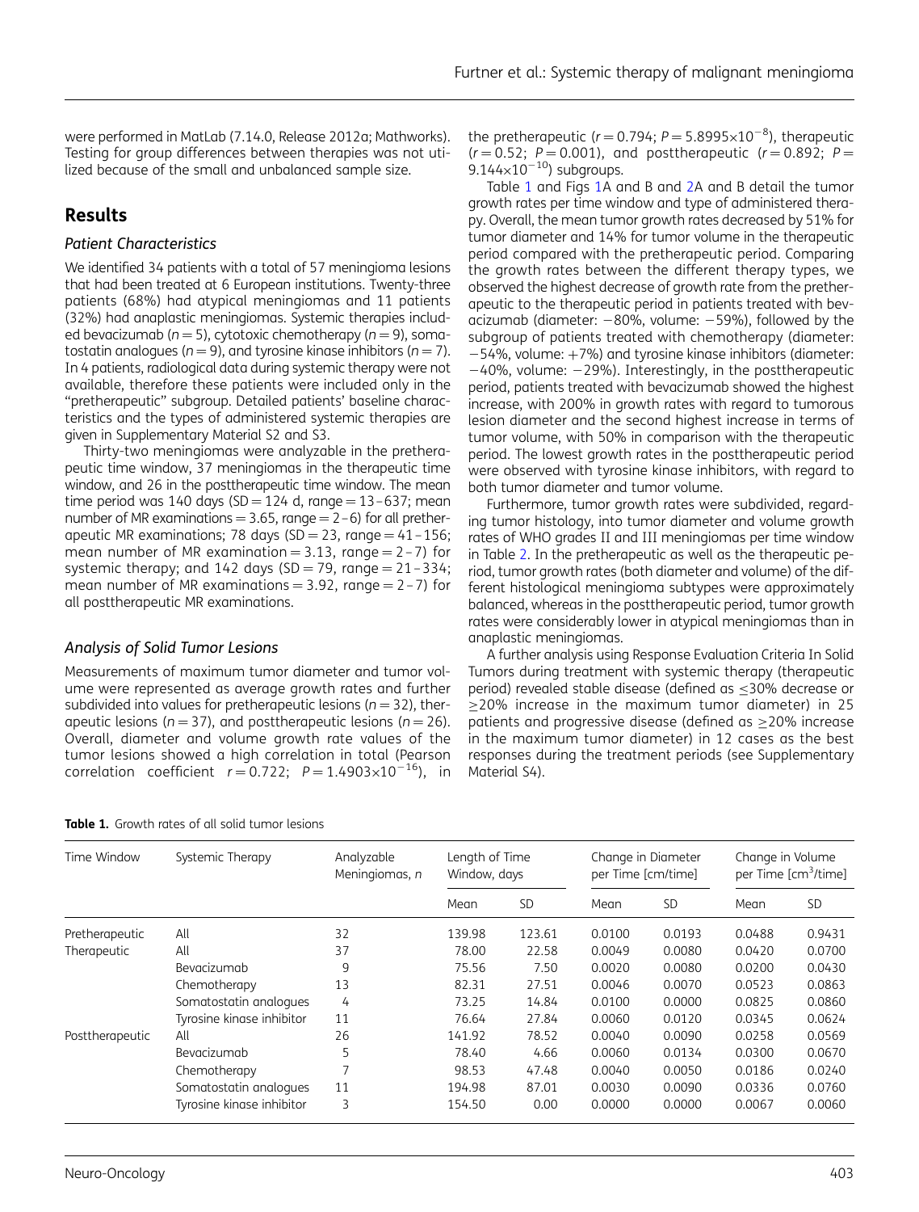were performed in MatLab (7.14.0, Release 2012a; Mathworks). Testing for group differences between therapies was not utilized because of the small and unbalanced sample size.

## Results

### Patient Characteristics

We identified 34 patients with a total of 57 meningioma lesions that had been treated at 6 European institutions. Twenty-three patients (68%) had atypical meningiomas and 11 patients (32%) had anaplastic meningiomas. Systemic therapies included bevacizumab ($n = 5$), cytotoxic chemotherapy ($n = 9$), somatostatin analogues ($n = 9$), and tyrosine kinase inhibitors ($n = 7$). In 4 patients, radiological data during systemic therapy were not available, therefore these patients were included only in the "pretherapeutic" subgroup. Detailed patients' baseline characteristics and the types of administered systemic therapies are given in Supplementary Material S2 and S3.

Thirty-two meningiomas were analyzable in the pretherapeutic time window, 37 meningiomas in the therapeutic time window, and 26 in the posttherapeutic time window. The mean time period was 140 days (SD = 124 d, range = 13–637; mean number of MR examinations = 3.65, range = 2–6) for all pretherapeutic MR examinations; 78 days (SD = 23, range = 41–156; mean number of MR examination = 3.13, range = 2–7) for systemic therapy; and 142 days (SD = 79, range = 21–334; mean number of MR examinations = 3.92, range = 2–7) for all posttherapeutic MR examinations.

### Analysis of Solid Tumor Lesions

Measurements of maximum tumor diameter and tumor volume were represented as average growth rates and further subdivided into values for pretherapeutic lesions ($n = 32$), therapeutic lesions ($n = 37$), and posttherapeutic lesions ($n = 26$). Overall, diameter and volume growth rate values of the tumor lesions showed a high correlation in total (Pearson correlation coefficient $r = 0.722$; $P = 1.4903 \times 10^{-16}$), in the pretherapeutic ($r = 0.794$; $P = 5.8995 \times 10^{-8}$), therapeutic ($r = 0.52$; $P = 0.001$), and posttherapeutic ($r = 0.892$; $P = 9.144 \times 10^{-10}$) subgroups.

Table 1 and Figs 1A and B and 2A and B detail the tumor growth rates per time window and type of administered therapy. Overall, the mean tumor growth rates decreased by 51% for tumor diameter and 14% for tumor volume in the therapeutic period compared with the pretherapeutic period. Comparing the growth rates between the different therapy types, we observed the highest decrease of growth rate from the pretherapeutic to the therapeutic period in patients treated with bevacizumab (diameter: −80%, volume: −59%), followed by the subgroup of patients treated with chemotherapy (diameter: −54%, volume: +7%) and tyrosine kinase inhibitors (diameter: −40%, volume: −29%). Interestingly, in the posttherapeutic period, patients treated with bevacizumab showed the highest increase, with 200% in growth rates with regard to tumorous lesion diameter and the second highest increase in terms of tumor volume, with 50% in comparison with the therapeutic period. The lowest growth rates in the posttherapeutic period were observed with tyrosine kinase inhibitors, with regard to both tumor diameter and tumor volume.

Furthermore, tumor growth rates were subdivided, regarding tumor histology, into tumor diameter and volume growth rates of WHO grades II and III meningiomas per time window in Table 2. In the pretherapeutic as well as the therapeutic period, tumor growth rates (both diameter and volume) of the different histological meningioma subtypes were approximately balanced, whereas in the posttherapeutic period, tumor growth rates were considerably lower in atypical meningiomas than in anaplastic meningiomas.

A further analysis using Response Evaluation Criteria In Solid Tumors during treatment with systemic therapy (therapeutic period) revealed stable disease (defined as ≤30% decrease or ≥20% increase in the maximum tumor diameter) in 25 patients and progressive disease (defined as ≥20% increase in the maximum tumor diameter) in 12 cases as the best responses during the treatment periods (see Supplementary Material S4).

**Table 1.** Growth rates of all solid tumor lesions

| Time Window | Systemic Therapy | Analyzable Meningiomas, n | Length of Time Window, days | | Change in Diameter per Time [cm/time] | | Change in Volume per Time [$cm^3$/time] | |
|---|---|---|---|---|---|---|---|---|
| | | | Mean | SD | Mean | SD | Mean | SD |
| Pretherapeutic | All | 32 | 139.98 | 123.61 | 0.0100 | 0.0193 | 0.0488 | 0.9431 |
| Therapeutic | All | 37 | 78.00 | 22.58 | 0.0049 | 0.0080 | 0.0420 | 0.0700 |
| | Bevacizumab | 9 | 75.56 | 7.50 | 0.0020 | 0.0080 | 0.0200 | 0.0430 |
| | Chemotherapy | 13 | 82.31 | 27.51 | 0.0046 | 0.0070 | 0.0523 | 0.0863 |
| | Somatostatin analogues | 4 | 73.25 | 14.84 | 0.0100 | 0.0000 | 0.0825 | 0.0860 |
| | Tyrosine kinase inhibitor | 11 | 76.64 | 27.84 | 0.0060 | 0.0120 | 0.0345 | 0.0624 |
| Posttherapeutic | All | 26 | 141.92 | 78.52 | 0.0040 | 0.0090 | 0.0258 | 0.0569 |
| | Bevacizumab | 5 | 78.40 | 4.66 | 0.0060 | 0.0134 | 0.0300 | 0.0670 |
| | Chemotherapy | 7 | 98.53 | 47.48 | 0.0040 | 0.0050 | 0.0186 | 0.0240 |
| | Somatostatin analogues | 11 | 194.98 | 87.01 | 0.0030 | 0.0090 | 0.0336 | 0.0760 |
| | Tyrosine kinase inhibitor | 3 | 154.50 | 0.00 | 0.0000 | 0.0000 | 0.0067 | 0.0060 |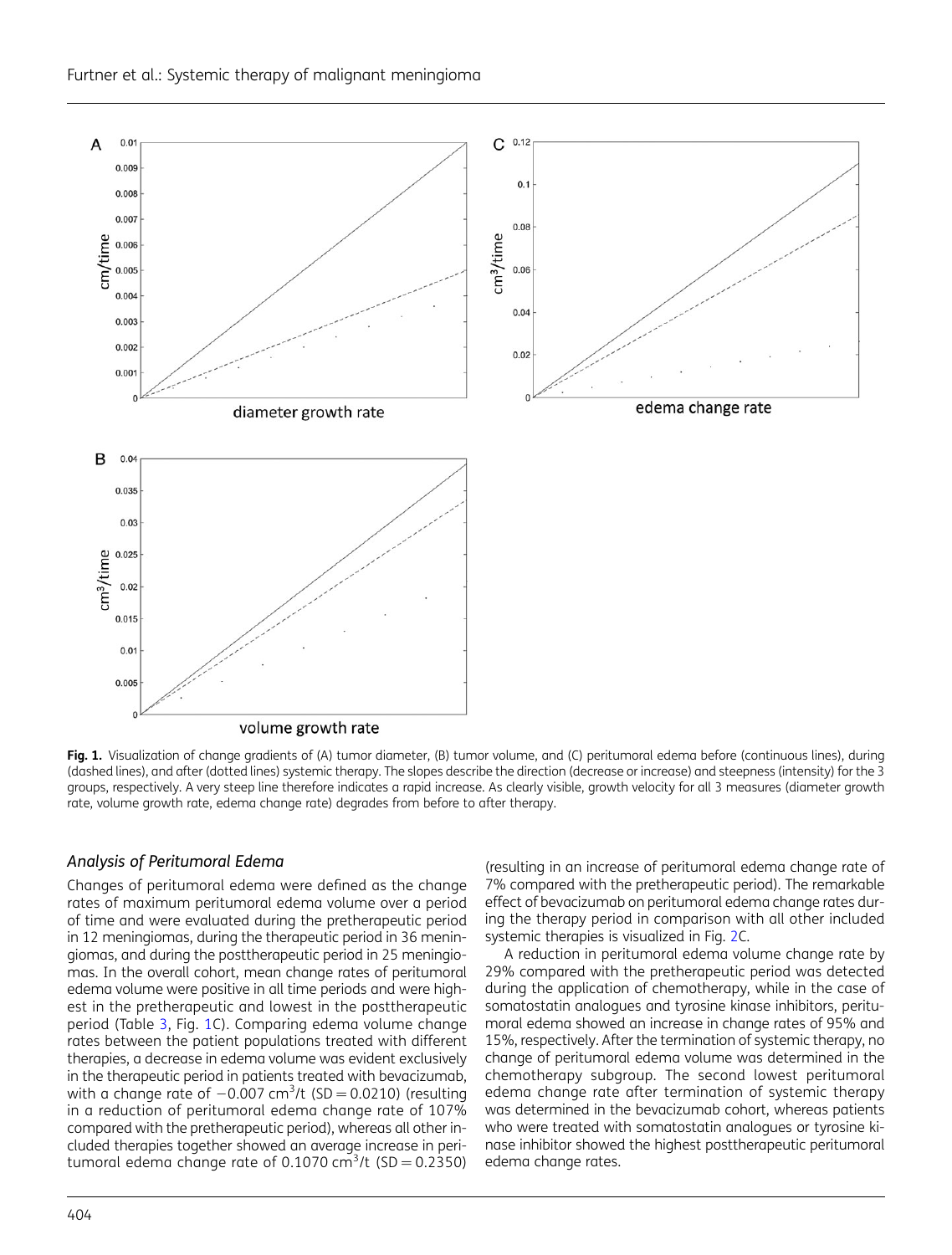**Fig. 1.** Visualization of change gradients of (A) tumor diameter, (B) tumor volume, and (C) peritumoral edema before (continuous lines), during (dashed lines), and after (dotted lines) systemic therapy. The slopes describe the direction (decrease or increase) and steepness (intensity) for the 3 groups, respectively. A very steep line therefore indicates a rapid increase. As clearly visible, growth velocity for all 3 measures (diameter growth rate, volume growth rate, edema change rate) degrades from before to after therapy.

### *Analysis of Peritumoral Edema*

Changes of peritumoral edema were defined as the change rates of maximum peritumoral edema volume over a period of time and were evaluated during the pretherapeutic period in 12 meningiomas, during the therapeutic period in 36 meningiomas, and during the posttherapeutic period in 25 meningiomas. In the overall cohort, mean change rates of peritumoral edema volume were positive in all time periods and were highest in the pretherapeutic and lowest in the posttherapeutic period (Table 3, Fig. 1C). Comparing edema volume change rates between the patient populations treated with different therapies, a decrease in edema volume was evident exclusively in the therapeutic period in patients treated with bevacizumab, with a change rate of $-0.007$ $cm^3/t$ (SD $= 0.0210$) (resulting in a reduction of peritumoral edema change rate of 107% compared with the pretherapeutic period), whereas all other included therapies together showed an average increase in peritumoral edema change rate of $0.1070$ $cm^3/t$ (SD $= 0.2350$) (resulting in an increase of peritumoral edema change rate of 7% compared with the pretherapeutic period). The remarkable effect of bevacizumab on peritumoral edema change rates during the therapy period in comparison with all other included systemic therapies is visualized in Fig. 2C.

A reduction in peritumoral edema volume change rate by 29% compared with the pretherapeutic period was detected during the application of chemotherapy, while in the case of somatostatin analogues and tyrosine kinase inhibitors, peritumoral edema showed an increase in change rates of 95% and 15%, respectively. After the termination of systemic therapy, no change of peritumoral edema volume was determined in the chemotherapy subgroup. The second lowest peritumoral edema change rate after termination of systemic therapy was determined in the bevacizumab cohort, whereas patients who were treated with somatostatin analogues or tyrosine kinase inhibitor showed the highest posttherapeutic peritumoral edema change rates.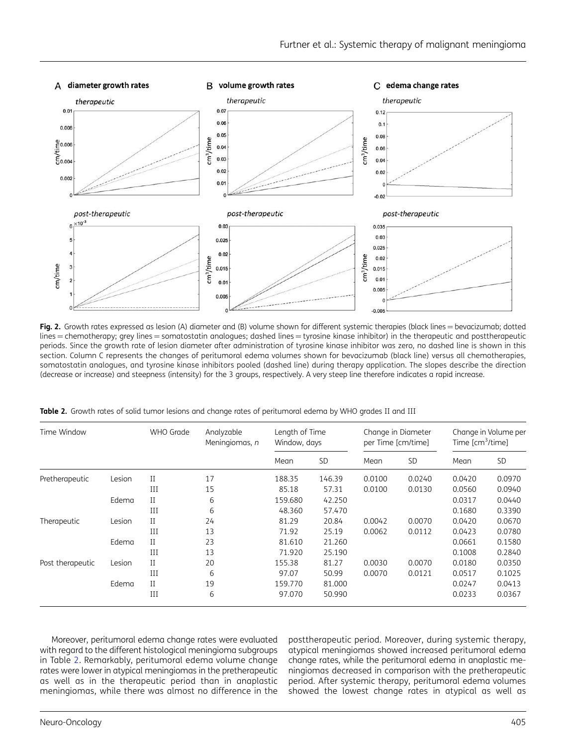**Fig. 2.** Growth rates expressed as lesion (A) diameter and (B) volume shown for different systemic therapies (black lines = bevacizumab; dotted lines = chemotherapy; grey lines = somatostatin analogues; dashed lines = tyrosine kinase inhibitor) in the therapeutic and posttherapeutic periods. Since the growth rate of lesion diameter after administration of tyrosine kinase inhibitor was zero, no dashed line is shown in this section. Column C represents the changes of peritumoral edema volumes shown for bevacizumab (black line) versus all chemotherapies, somatostatin analogues, and tyrosine kinase inhibitors pooled (dashed line) during therapy application. The slopes describe the direction (decrease or increase) and steepness (intensity) for the 3 groups, respectively. A very steep line therefore indicates a rapid increase.

**Table 2.** Growth rates of solid tumor lesions and change rates of peritumoral edema by WHO grades II and III

| Time Window | | WHO Grade | Analyzable Meningiomas, *n* | Length of Time Window, days | | Change in Diameter per Time [cm/time] | | Change in Volume per Time [cm$^3$/time] | |
|---|---|---|---|---|---|---|---|---|---|
| | | | | Mean | SD | Mean | SD | Mean | SD |
| Pretherapeutic | Lesion | II | 17 | 188.35 | 146.39 | 0.0100 | 0.0240 | 0.0420 | 0.0970 |
| | | III | 15 | 85.18 | 57.31 | 0.0100 | 0.0130 | 0.0560 | 0.0940 |
| | Edema | II | 6 | 159.680 | 42.250 | | | 0.0317 | 0.0440 |
| | | III | 6 | 48.360 | 57.470 | | | 0.1680 | 0.3390 |
| Therapeutic | Lesion | II | 24 | 81.29 | 20.84 | 0.0042 | 0.0070 | 0.0420 | 0.0670 |
| | | III | 13 | 71.92 | 25.19 | 0.0062 | 0.0112 | 0.0423 | 0.0780 |
| | Edema | II | 23 | 81.610 | 21.260 | | | 0.0661 | 0.1580 |
| | | III | 13 | 71.920 | 25.190 | | | 0.1008 | 0.2840 |
| Post therapeutic | Lesion | II | 20 | 155.38 | 81.27 | 0.0030 | 0.0070 | 0.0180 | 0.0350 |
| | | III | 6 | 97.07 | 50.99 | 0.0070 | 0.0121 | 0.0517 | 0.1025 |
| | Edema | II | 19 | 159.770 | 81.000 | | | 0.0247 | 0.0413 |
| | | III | 6 | 97.070 | 50.990 | | | 0.0233 | 0.0367 |

Moreover, peritumoral edema change rates were evaluated with regard to the different histological meningioma subgroups in Table 2. Remarkably, peritumoral edema volume change rates were lower in atypical meningiomas in the pretherapeutic as well as in the therapeutic period than in anaplastic meningiomas, while there was almost no difference in the posttherapeutic period. Moreover, during systemic therapy, atypical meningiomas showed increased peritumoral edema change rates, while the peritumoral edema in anaplastic meningiomas decreased in comparison with the pretherapeutic period. After systemic therapy, peritumoral edema volumes showed the lowest change rates in atypical as well as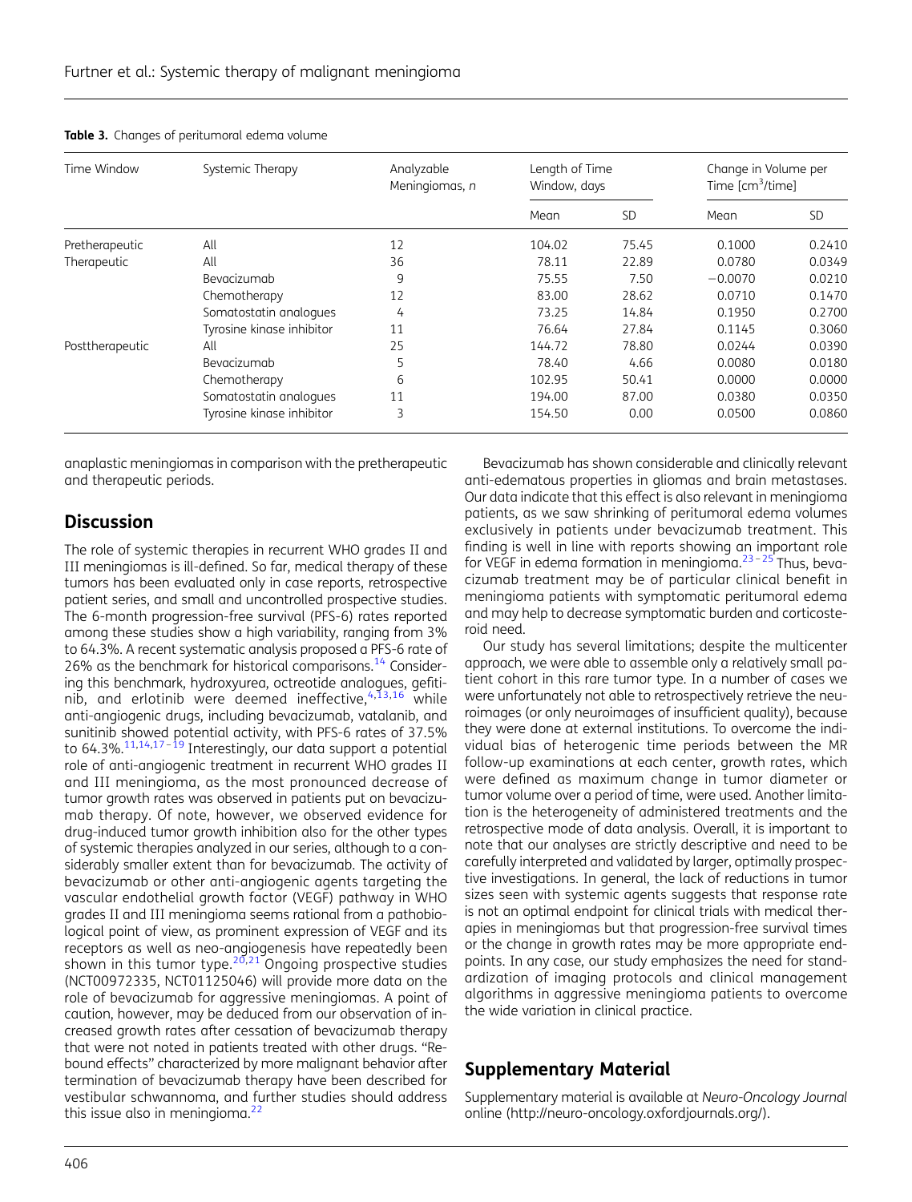**Table 3.** Changes of peritumoral edema volume

| Time Window | Systemic Therapy | Analyzable Meningiomas, n | Length of Time Window, days | | Change in Volume per Time [cm$^3$/time] | |
|---|---|---|---|---|---|---|
| | | | Mean | SD | Mean | SD |
| Pretherapeutic | All | 12 | 104.02 | 75.45 | 0.1000 | 0.2410 |
| Therapeutic | All | 36 | 78.11 | 22.89 | 0.0780 | 0.0349 |
| | Bevacizumab | 9 | 75.55 | 7.50 | −0.0070 | 0.0210 |
| | Chemotherapy | 12 | 83.00 | 28.62 | 0.0710 | 0.1470 |
| | Somatostatin analogues | 4 | 73.25 | 14.84 | 0.1950 | 0.2700 |
| | Tyrosine kinase inhibitor | 11 | 76.64 | 27.84 | 0.1145 | 0.3060 |
| Posttherapeutic | All | 25 | 144.72 | 78.80 | 0.0244 | 0.0390 |
| | Bevacizumab | 5 | 78.40 | 4.66 | 0.0080 | 0.0180 |
| | Chemotherapy | 6 | 102.95 | 50.41 | 0.0000 | 0.0000 |
| | Somatostatin analogues | 11 | 194.00 | 87.00 | 0.0380 | 0.0350 |
| | Tyrosine kinase inhibitor | 3 | 154.50 | 0.00 | 0.0500 | 0.0860 |

anaplastic meningiomas in comparison with the pretherapeutic and therapeutic periods.

## Discussion

The role of systemic therapies in recurrent WHO grades II and III meningiomas is ill-defined. So far, medical therapy of these tumors has been evaluated only in case reports, retrospective patient series, and small and uncontrolled prospective studies. The 6-month progression-free survival (PFS-6) rates reported among these studies show a high variability, ranging from 3% to 64.3%. A recent systematic analysis proposed a PFS-6 rate of 26% as the benchmark for historical comparisons.[14] Considering this benchmark, hydroxyurea, octreotide analogues, gefitinib, and erlotinib were deemed ineffective,[4,13,16] while anti-angiogenic drugs, including bevacizumab, vatalanib, and sunitinib showed potential activity, with PFS-6 rates of 37.5% to 64.3%.[11,14,17–19] Interestingly, our data support a potential role of anti-angiogenic treatment in recurrent WHO grades II and III meningioma, as the most pronounced decrease of tumor growth rates was observed in patients put on bevacizumab therapy. Of note, however, we observed evidence for drug-induced tumor growth inhibition also for the other types of systemic therapies analyzed in our series, although to a considerably smaller extent than for bevacizumab. The activity of bevacizumab or other anti-angiogenic agents targeting the vascular endothelial growth factor (VEGF) pathway in WHO grades II and III meningioma seems rational from a pathobiological point of view, as prominent expression of VEGF and its receptors as well as neo-angiogenesis have repeatedly been shown in this tumor type.[20,21] Ongoing prospective studies (NCT00972335, NCT01125046) will provide more data on the role of bevacizumab for aggressive meningiomas. A point of caution, however, may be deduced from our observation of increased growth rates after cessation of bevacizumab therapy that were not noted in patients treated with other drugs. "Rebound effects" characterized by more malignant behavior after termination of bevacizumab therapy have been described for vestibular schwannoma, and further studies should address this issue also in meningioma.[22]

Bevacizumab has shown considerable and clinically relevant anti-edematous properties in gliomas and brain metastases. Our data indicate that this effect is also relevant in meningioma patients, as we saw shrinking of peritumoral edema volumes exclusively in patients under bevacizumab treatment. This finding is well in line with reports showing an important role for VEGF in edema formation in meningioma.[23–25] Thus, bevacizumab treatment may be of particular clinical benefit in meningioma patients with symptomatic peritumoral edema and may help to decrease symptomatic burden and corticosteroid need.

Our study has several limitations; despite the multicenter approach, we were able to assemble only a relatively small patient cohort in this rare tumor type. In a number of cases we were unfortunately not able to retrospectively retrieve the neuroimages (or only neuroimages of insufficient quality), because they were done at external institutions. To overcome the individual bias of heterogenic time periods between the MR follow-up examinations at each center, growth rates, which were defined as maximum change in tumor diameter or tumor volume over a period of time, were used. Another limitation is the heterogeneity of administered treatments and the retrospective mode of data analysis. Overall, it is important to note that our analyses are strictly descriptive and need to be carefully interpreted and validated by larger, optimally prospective investigations. In general, the lack of reductions in tumor sizes seen with systemic agents suggests that response rate is not an optimal endpoint for clinical trials with medical therapies in meningiomas but that progression-free survival times or the change in growth rates may be more appropriate endpoints. In any case, our study emphasizes the need for standardization of imaging protocols and clinical management algorithms in aggressive meningioma patients to overcome the wide variation in clinical practice.

## Supplementary Material

Supplementary material is available at *Neuro-Oncology Journal* online (http://neuro-oncology.oxfordjournals.org/).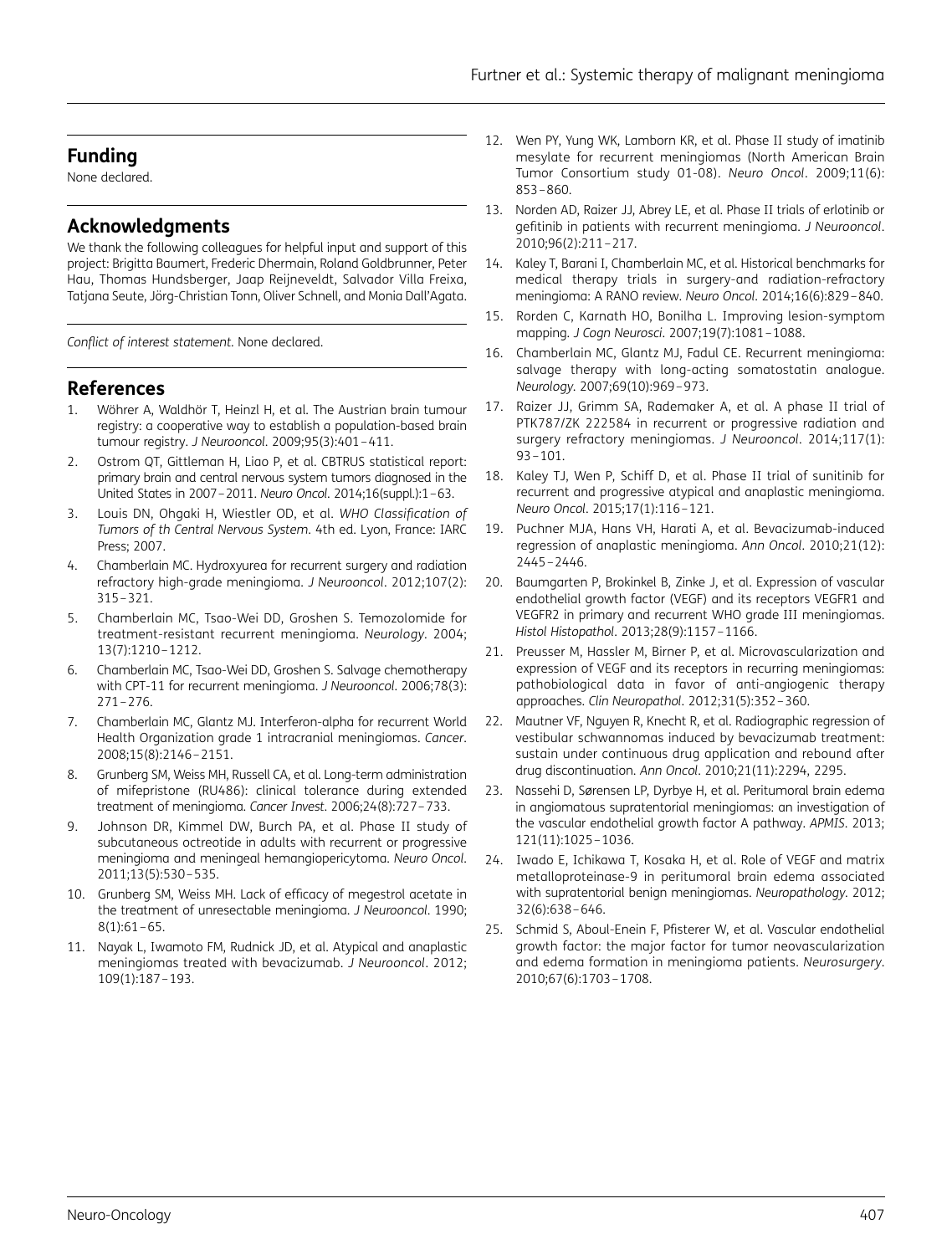## Funding

None declared.

## Acknowledgments

We thank the following colleagues for helpful input and support of this project: Brigitta Baumert, Frederic Dhermain, Roland Goldbrunner, Peter Hau, Thomas Hundsberger, Jaap Reijneveldt, Salvador Villa Freixa, Tatjana Seute, Jörg-Christian Tonn, Oliver Schnell, and Monia Dall'Agata.

*Conflict of interest statement.* None declared.

## References

1. Wöhrer A, Waldhör T, Heinzl H, et al. The Austrian brain tumour registry: a cooperative way to establish a population-based brain tumour registry. *J Neurooncol*. 2009;95(3):401–411.
2. Ostrom QT, Gittleman H, Liao P, et al. CBTRUS statistical report: primary brain and central nervous system tumors diagnosed in the United States in 2007–2011. *Neuro Oncol.* 2014;16(suppl.):1–63.
3. Louis DN, Ohgaki H, Wiestler OD, et al. *WHO Classification of Tumors of th Central Nervous System*. 4th ed. Lyon, France: IARC Press; 2007.
4. Chamberlain MC. Hydroxyurea for recurrent surgery and radiation refractory high-grade meningioma. *J Neurooncol*. 2012;107(2): 315–321.
5. Chamberlain MC, Tsao-Wei DD, Groshen S. Temozolomide for treatment-resistant recurrent meningioma. *Neurology*. 2004; 13(7):1210–1212.
6. Chamberlain MC, Tsao-Wei DD, Groshen S. Salvage chemotherapy with CPT-11 for recurrent meningioma. *J Neurooncol*. 2006;78(3): 271–276.
7. Chamberlain MC, Glantz MJ. Interferon-alpha for recurrent World Health Organization grade 1 intracranial meningiomas. *Cancer*. 2008;15(8):2146–2151.
8. Grunberg SM, Weiss MH, Russell CA, et al. Long-term administration of mifepristone (RU486): clinical tolerance during extended treatment of meningioma. *Cancer Invest*. 2006;24(8):727–733.
9. Johnson DR, Kimmel DW, Burch PA, et al. Phase II study of subcutaneous octreotide in adults with recurrent or progressive meningioma and meningeal hemangiopericytoma. *Neuro Oncol*. 2011;13(5):530–535.
10. Grunberg SM, Weiss MH. Lack of efficacy of megestrol acetate in the treatment of unresectable meningioma. *J Neurooncol*. 1990; 8(1):61–65.
11. Nayak L, Iwamoto FM, Rudnick JD, et al. Atypical and anaplastic meningiomas treated with bevacizumab. *J Neurooncol*. 2012; 109(1):187–193.
12. Wen PY, Yung WK, Lamborn KR, et al. Phase II study of imatinib mesylate for recurrent meningiomas (North American Brain Tumor Consortium study 01-08). *Neuro Oncol*. 2009;11(6): 853–860.
13. Norden AD, Raizer JJ, Abrey LE, et al. Phase II trials of erlotinib or gefitinib in patients with recurrent meningioma. *J Neurooncol*. 2010;96(2):211–217.
14. Kaley T, Barani I, Chamberlain MC, et al. Historical benchmarks for medical therapy trials in surgery-and radiation-refractory meningioma: A RANO review. *Neuro Oncol*. 2014;16(6):829–840.
15. Rorden C, Karnath HO, Bonilha L. Improving lesion-symptom mapping. *J Cogn Neurosci*. 2007;19(7):1081–1088.
16. Chamberlain MC, Glantz MJ, Fadul CE. Recurrent meningioma: salvage therapy with long-acting somatostatin analogue. *Neurology*. 2007;69(10):969–973.
17. Raizer JJ, Grimm SA, Rademaker A, et al. A phase II trial of PTK787/ZK 222584 in recurrent or progressive radiation and surgery refractory meningiomas. *J Neurooncol*. 2014;117(1): 93–101.
18. Kaley TJ, Wen P, Schiff D, et al. Phase II trial of sunitinib for recurrent and progressive atypical and anaplastic meningioma. *Neuro Oncol*. 2015;17(1):116–121.
19. Puchner MJA, Hans VH, Harati A, et al. Bevacizumab-induced regression of anaplastic meningioma. *Ann Oncol*. 2010;21(12): 2445–2446.
20. Baumgarten P, Brokinkel B, Zinke J, et al. Expression of vascular endothelial growth factor (VEGF) and its receptors VEGFR1 and VEGFR2 in primary and recurrent WHO grade III meningiomas. *Histol Histopathol*. 2013;28(9):1157–1166.
21. Preusser M, Hassler M, Birner P, et al. Microvascularization and expression of VEGF and its receptors in recurring meningiomas: pathobiological data in favor of anti-angiogenic therapy approaches. *Clin Neuropathol*. 2012;31(5):352–360.
22. Mautner VF, Nguyen R, Knecht R, et al. Radiographic regression of vestibular schwannomas induced by bevacizumab treatment: sustain under continuous drug application and rebound after drug discontinuation. *Ann Oncol*. 2010;21(11):2294, 2295.
23. Nassehi D, Sørensen LP, Dyrbye H, et al. Peritumoral brain edema in angiomatous supratentorial meningiomas: an investigation of the vascular endothelial growth factor A pathway. *APMIS*. 2013; 121(11):1025–1036.
24. Iwado E, Ichikawa T, Kosaka H, et al. Role of VEGF and matrix metalloproteinase-9 in peritumoral brain edema associated with supratentorial benign meningiomas. *Neuropathology*. 2012; 32(6):638–646.
25. Schmid S, Aboul-Enein F, Pfisterer W, et al. Vascular endothelial growth factor: the major factor for tumor neovascularization and edema formation in meningioma patients. *Neurosurgery*. 2010;67(6):1703–1708.